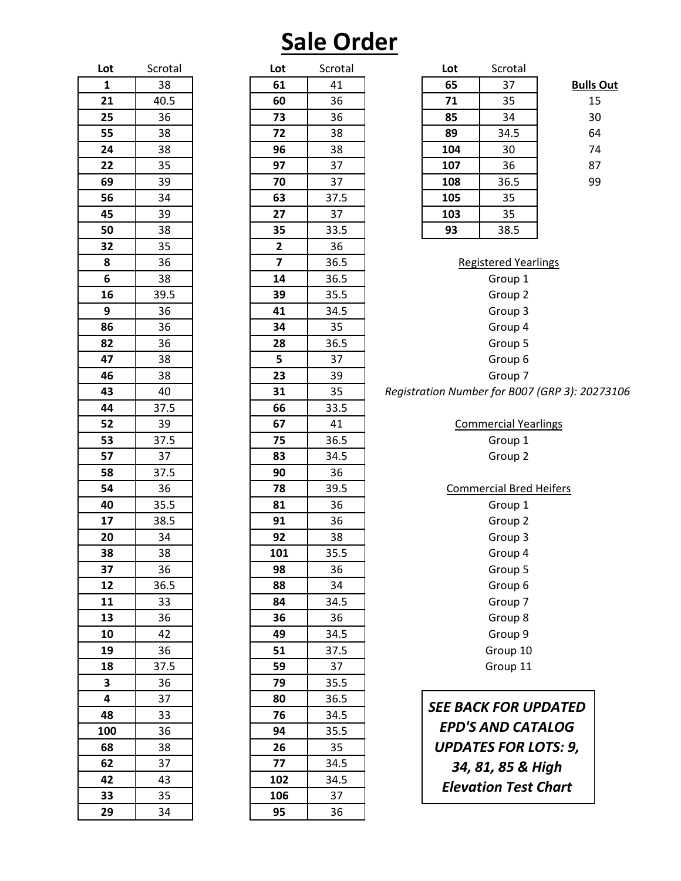# Sale Order

| Lot | Scrotal |
|---|---|
| **1** | 38 |
| **21** | 40.5 |
| **25** | 36 |
| **55** | 38 |
| **24** | 38 |
| **22** | 35 |
| **69** | 39 |
| **56** | 34 |
| **45** | 39 |
| **50** | 38 |
| **32** | 35 |
| **8** | 36 |
| **6** | 38 |
| **16** | 39.5 |
| **9** | 36 |
| **86** | 36 |
| **82** | 36 |
| **47** | 38 |
| **46** | 38 |
| **43** | 40 |
| **44** | 37.5 |
| **52** | 39 |
| **53** | 37.5 |
| **57** | 37 |
| **58** | 37.5 |
| **54** | 36 |
| **40** | 35.5 |
| **17** | 38.5 |
| **20** | 34 |
| **38** | 38 |
| **37** | 36 |
| **12** | 36.5 |
| **11** | 33 |
| **13** | 36 |
| **10** | 42 |
| **19** | 36 |
| **18** | 37.5 |
| **3** | 36 |
| **4** | 37 |
| **48** | 33 |
| **100** | 36 |
| **68** | 38 |
| **62** | 37 |
| **42** | 43 |
| **33** | 35 |
| **29** | 34 |

| Lot | Scrotal |
|---|---|
| **61** | 41 |
| **60** | 36 |
| **73** | 36 |
| **72** | 38 |
| **96** | 38 |
| **97** | 37 |
| **70** | 37 |
| **63** | 37.5 |
| **27** | 37 |
| **35** | 33.5 |
| **2** | 36 |
| **7** | 36.5 |
| **14** | 36.5 |
| **39** | 35.5 |
| **41** | 34.5 |
| **34** | 35 |
| **28** | 36.5 |
| **5** | 37 |
| **23** | 39 |
| **31** | 35 |
| **66** | 33.5 |
| **67** | 41 |
| **75** | 36.5 |
| **83** | 34.5 |
| **90** | 36 |
| **78** | 39.5 |
| **81** | 36 |
| **91** | 36 |
| **92** | 38 |
| **101** | 35.5 |
| **98** | 36 |
| **88** | 34 |
| **84** | 34.5 |
| **36** | 36 |
| **49** | 34.5 |
| **51** | 37.5 |
| **59** | 37 |
| **79** | 35.5 |
| **80** | 36.5 |
| **76** | 34.5 |
| **94** | 35.5 |
| **26** | 35 |
| **77** | 34.5 |
| **102** | 34.5 |
| **106** | 37 |
| **95** | 36 |

| Lot | Scrotal |
|---|---|
| **65** | 37 |
| **71** | 35 |
| **85** | 34 |
| **89** | 34.5 |
| **104** | 30 |
| **107** | 36 |
| **108** | 36.5 |
| **105** | 35 |
| **103** | 35 |
| **93** | 38.5 |

**Bulls Out**

15
30
64
74
87
99

Registered Yearlings

Group 1
Group 2
Group 3
Group 4
Group 5
Group 6
Group 7

*Registration Number for B007 (GRP 3): 20273106*

Commercial Yearlings

Group 1
Group 2

Commercial Bred Heifers

Group 1
Group 2
Group 3
Group 4
Group 5
Group 6
Group 7
Group 8
Group 9
Group 10
Group 11

***SEE BACK FOR UPDATED EPD'S AND CATALOG UPDATES FOR LOTS: 9, 34, 81, 85 & High Elevation Test Chart***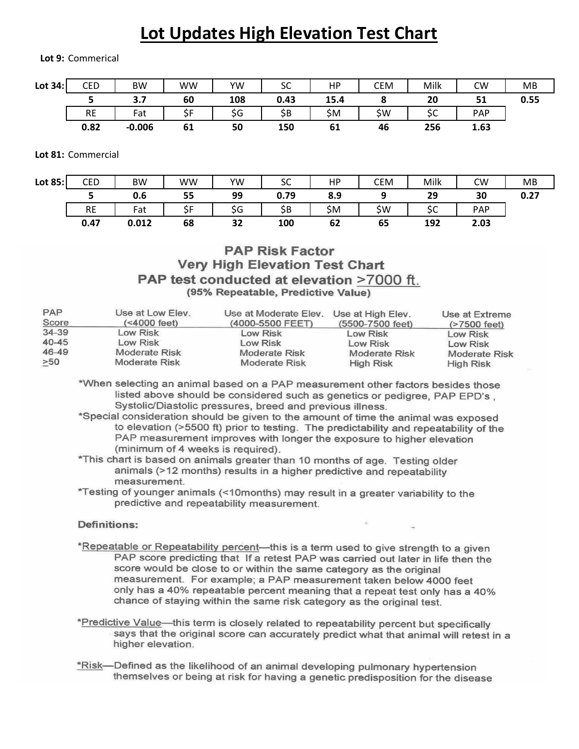# Lot Updates High Elevation Test Chart

**Lot 9:** Commerical

**Lot 34:**

| CED | BW | WW | YW | SC | HP | CEM | Milk | CW | MB |
|---|---|---|---|---|---|---|---|---|---|
| **5** | **3.7** | **60** | **108** | **0.43** | **15.4** | **8** | **20** | **51** | **0.55** |
| RE | Fat | $F | $G | $B | $M | $W | $C | PAP | |
| **0.82** | **-0.006** | **61** | **50** | **150** | **61** | **46** | **256** | **1.63** | |

**Lot 81:** Commercial

**Lot 85:**

| CED | BW | WW | YW | SC | HP | CEM | Milk | CW | MB |
|---|---|---|---|---|---|---|---|---|---|
| **5** | **0.6** | **55** | **99** | **0.79** | **8.9** | **9** | **29** | **30** | **0.27** |
| RE | Fat | $F | $G | $B | $M | $W | $C | PAP | |
| **0.47** | **0.012** | **68** | **32** | **100** | **62** | **65** | **192** | **2.03** | |

## PAP Risk Factor
## Very High Elevation Test Chart
## PAP test conducted at elevation >7000 ft.
**(95% Repeatable, Predictive Value)**

| PAP Score | Use at Low Elev. (<4000 feet) | Use at Moderate Elev. (4000-5500 FEET) | Use at High Elev. (5500-7500 feet) | Use at Extreme (>7500 feet) |
|---|---|---|---|---|
| 34-39 | Low Risk | Low Risk | Low Risk | Low Risk |
| 40-45 | Low Risk | Low Risk | Low Risk | Low Risk |
| 46-49 | Moderate Risk | Moderate Risk | Moderate Risk | Moderate Risk |
| >50 | Moderate Risk | Moderate Risk | High Risk | High Risk |

*When selecting an animal based on a PAP measurement other factors besides those listed above should be considered such as genetics or pedigree, PAP EPD's , Systolic/Diastolic pressures, breed and previous illness.

*Special consideration should be given to the amount of time the animal was exposed to elevation (>5500 ft) prior to testing. The predictability and repeatability of the PAP measurement improves with longer the exposure to higher elevation (minimum of 4 weeks is required).

*This chart is based on animals greater than 10 months of age. Testing older animals (>12 months) results in a higher predictive and repeatability measurement.

*Testing of younger animals (<10months) may result in a greater variability to the predictive and repeatability measurement.

**Definitions:**

*Repeatable or Repeatability percent—this is a term used to give strength to a given PAP score predicting that If a retest PAP was carried out later in life then the score would be close to or within the same category as the original measurement. For example; a PAP measurement taken below 4000 feet only has a 40% repeatable percent meaning that a repeat test only has a 40% chance of staying within the same risk category as the original test.

*Predictive Value—this term is closely related to repeatability percent but specifically says that the original score can accurately predict what that animal will retest in a higher elevation.

*Risk—Defined as the likelihood of an animal developing pulmonary hypertension themselves or being at risk for having a genetic predisposition for the disease